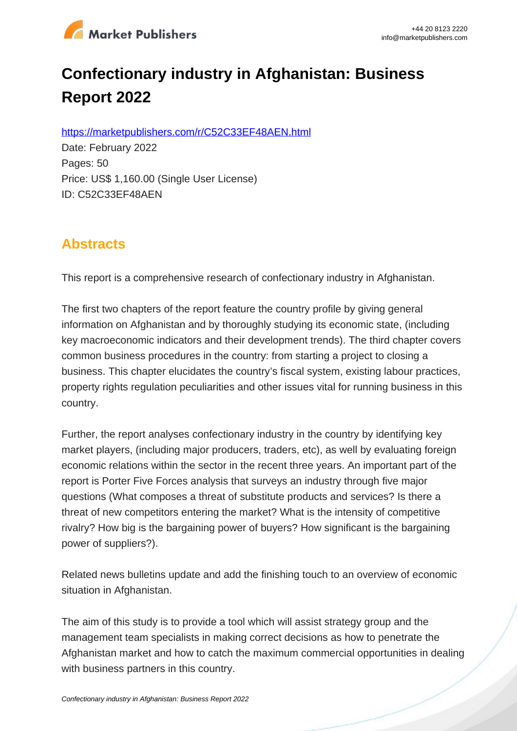# Confectionary industry in Afghanistan: Business Report 2022

https://marketpublishers.com/r/C52C33EF48AEN.html

Date: February 2022

Pages: 50

Price: US$ 1,160.00 (Single User License)

ID: C52C33EF48AEN

## Abstracts

This report is a comprehensive research of confectionary industry in Afghanistan.

The first two chapters of the report feature the country profile by giving general information on Afghanistan and by thoroughly studying its economic state, (including key macroeconomic indicators and their development trends). The third chapter covers common business procedures in the country: from starting a project to closing a business. This chapter elucidates the country's fiscal system, existing labour practices, property rights regulation peculiarities and other issues vital for running business in this country.

Further, the report analyses confectionary industry in the country by identifying key market players, (including major producers, traders, etc), as well by evaluating foreign economic relations within the sector in the recent three years. An important part of the report is Porter Five Forces analysis that surveys an industry through five major questions (What composes a threat of substitute products and services? Is there a threat of new competitors entering the market? What is the intensity of competitive rivalry? How big is the bargaining power of buyers? How significant is the bargaining power of suppliers?).

Related news bulletins update and add the finishing touch to an overview of economic situation in Afghanistan.

The aim of this study is to provide a tool which will assist strategy group and the management team specialists in making correct decisions as how to penetrate the Afghanistan market and how to catch the maximum commercial opportunities in dealing with business partners in this country.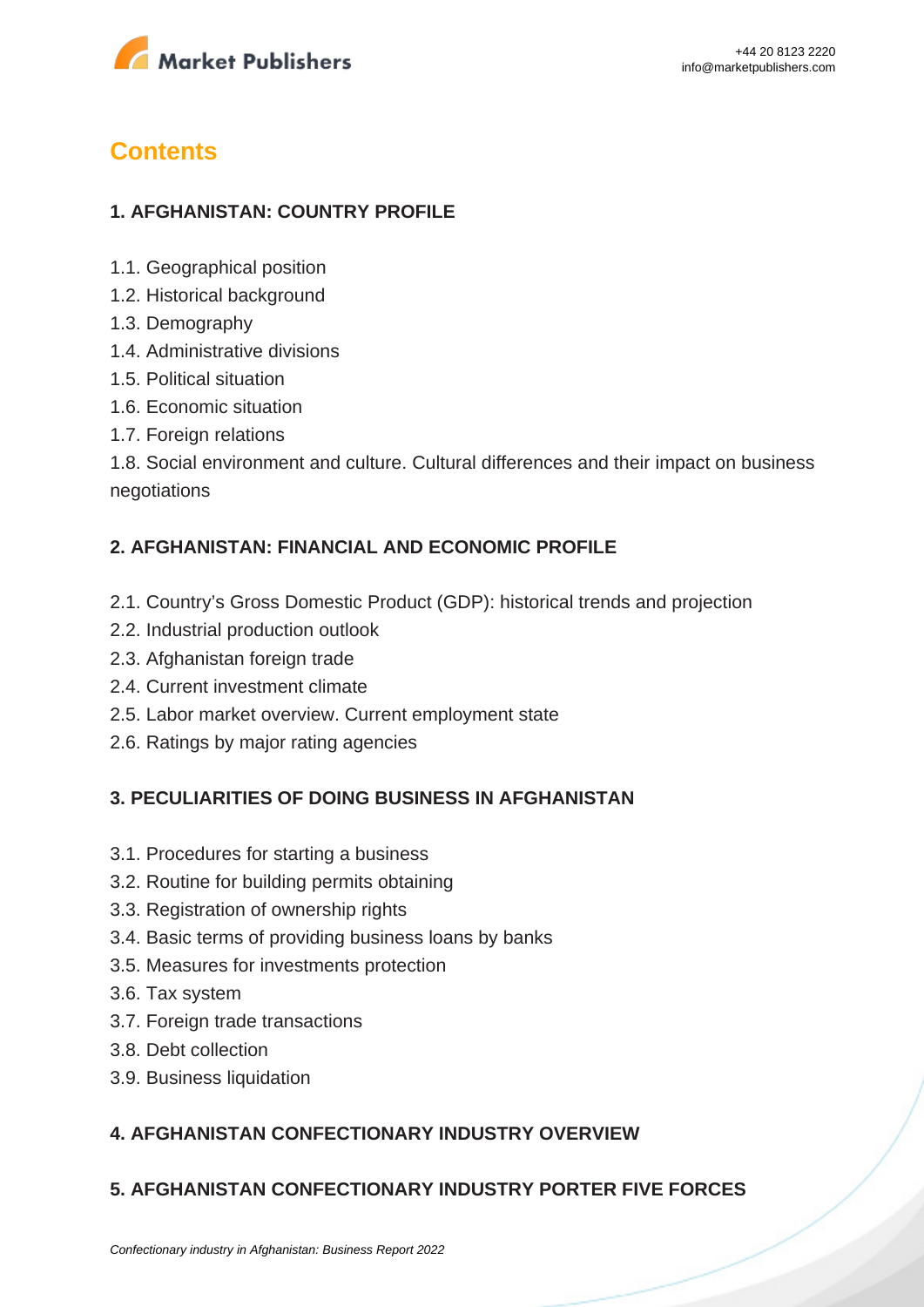## Contents

### 1. AFGHANISTAN: COUNTRY PROFILE

1.1. Geographical position
1.2. Historical background
1.3. Demography
1.4. Administrative divisions
1.5. Political situation
1.6. Economic situation
1.7. Foreign relations
1.8. Social environment and culture. Cultural differences and their impact on business negotiations

### 2. AFGHANISTAN: FINANCIAL AND ECONOMIC PROFILE

2.1. Country's Gross Domestic Product (GDP): historical trends and projection
2.2. Industrial production outlook
2.3. Afghanistan foreign trade
2.4. Current investment climate
2.5. Labor market overview. Current employment state
2.6. Ratings by major rating agencies

### 3. PECULIARITIES OF DOING BUSINESS IN AFGHANISTAN

3.1. Procedures for starting a business
3.2. Routine for building permits obtaining
3.3. Registration of ownership rights
3.4. Basic terms of providing business loans by banks
3.5. Measures for investments protection
3.6. Tax system
3.7. Foreign trade transactions
3.8. Debt collection
3.9. Business liquidation

### 4. AFGHANISTAN CONFECTIONARY INDUSTRY OVERVIEW

### 5. AFGHANISTAN CONFECTIONARY INDUSTRY PORTER FIVE FORCES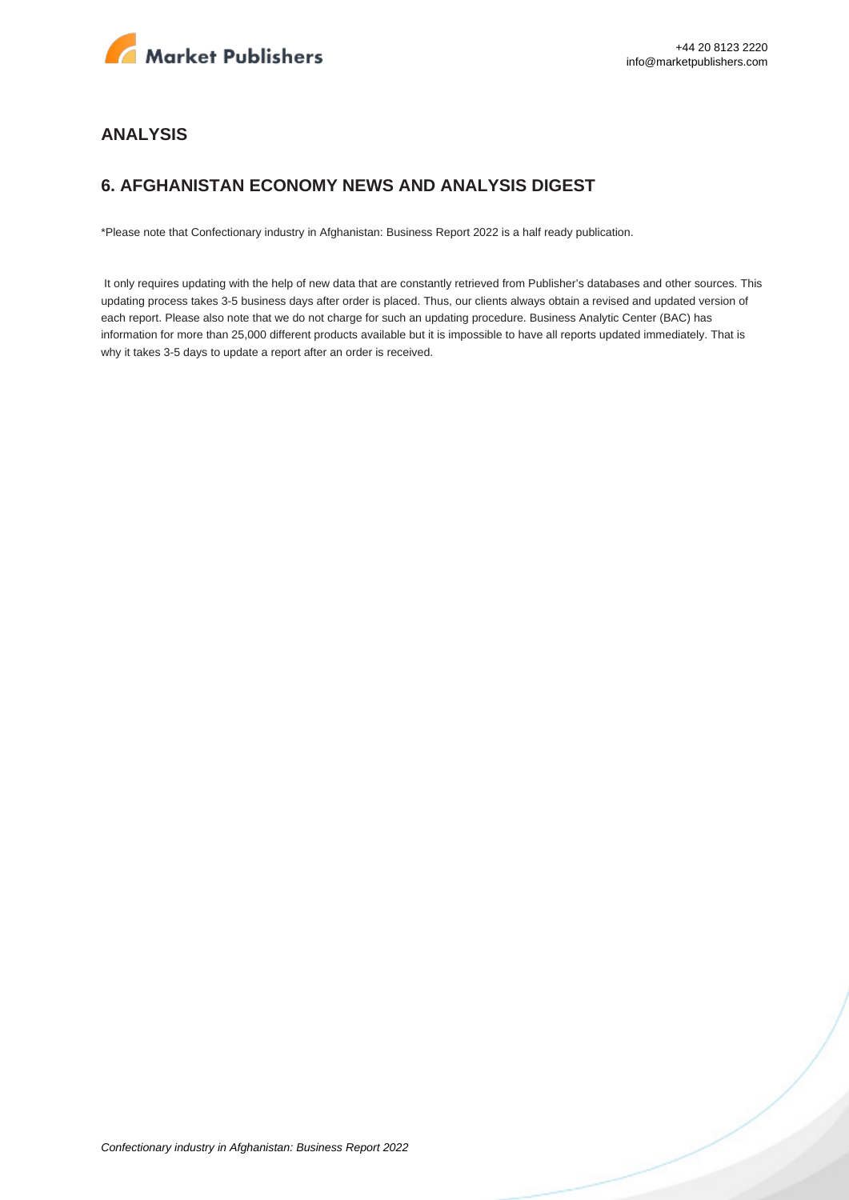## ANALYSIS

## 6. AFGHANISTAN ECONOMY NEWS AND ANALYSIS DIGEST

*Please note that Confectionary industry in Afghanistan: Business Report 2022 is a half ready publication.

It only requires updating with the help of new data that are constantly retrieved from Publisher's databases and other sources. This updating process takes 3-5 business days after order is placed. Thus, our clients always obtain a revised and updated version of each report. Please also note that we do not charge for such an updating procedure. Business Analytic Center (BAC) has information for more than 25,000 different products available but it is impossible to have all reports updated immediately. That is why it takes 3-5 days to update a report after an order is received.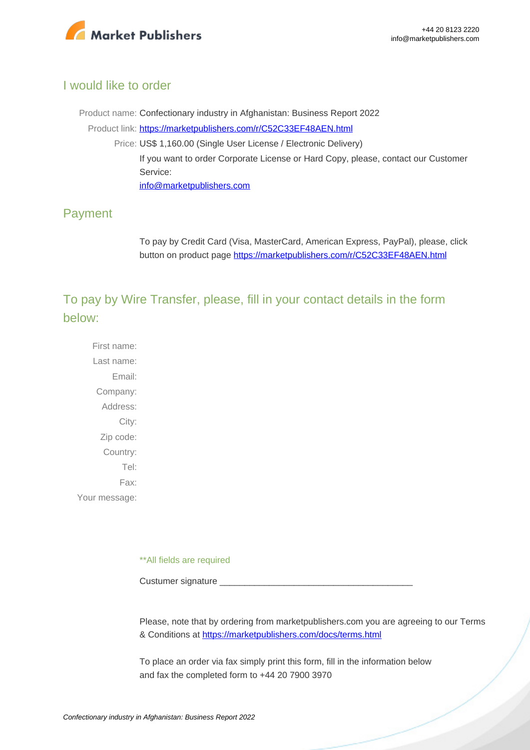## I would like to order

Product name: Confectionary industry in Afghanistan: Business Report 2022

Product link: [https://marketpublishers.com/r/C52C33EF48AEN.html](https://marketpublishers.com/r/C52C33EF48AEN.html)

Price: US$ 1,160.00 (Single User License / Electronic Delivery)

If you want to order Corporate License or Hard Copy, please, contact our Customer Service:

[info@marketpublishers.com](mailto:info@marketpublishers.com)

## Payment

To pay by Credit Card (Visa, MasterCard, American Express, PayPal), please, click button on product page [https://marketpublishers.com/r/C52C33EF48AEN.html](https://marketpublishers.com/r/C52C33EF48AEN.html)

## To pay by Wire Transfer, please, fill in your contact details in the form below:

First name:

Last name:

Email:

Company:

Address:

City:

Zip code:

Country:

Tel:

Fax:

Your message:

**All fields are required

Custumer signature _______________________________________

Please, note that by ordering from marketpublishers.com you are agreeing to our Terms & Conditions at [https://marketpublishers.com/docs/terms.html](https://marketpublishers.com/docs/terms.html)

To place an order via fax simply print this form, fill in the information below and fax the completed form to +44 20 7900 3970